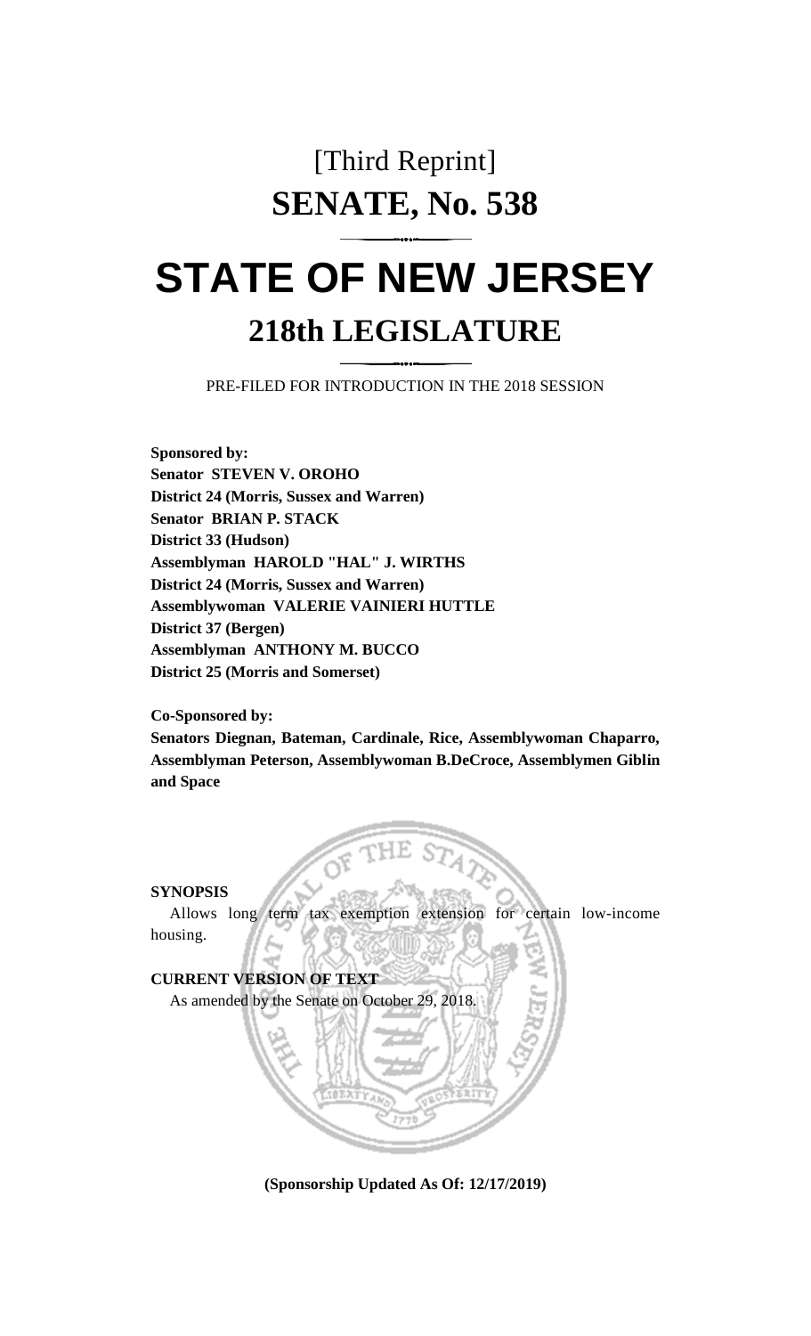# [Third Reprint]

# SENATE, No. 538

# STATE OF NEW JERSEY

## 218th LEGISLATURE

PRE-FILED FOR INTRODUCTION IN THE 2018 SESSION

**Sponsored by:**
**Senator STEVEN V. OROHO**
**District 24 (Morris, Sussex and Warren)**
**Senator BRIAN P. STACK**
**District 33 (Hudson)**
**Assemblyman HAROLD "HAL" J. WIRTHS**
**District 24 (Morris, Sussex and Warren)**
**Assemblywoman VALERIE VAINIERI HUTTLE**
**District 37 (Bergen)**
**Assemblyman ANTHONY M. BUCCO**
**District 25 (Morris and Somerset)**

**Co-Sponsored by:**
**Senators Diegnan, Bateman, Cardinale, Rice, Assemblywoman Chaparro, Assemblyman Peterson, Assemblywoman B.DeCroce, Assemblymen Giblin and Space**

**SYNOPSIS**

Allows long term tax exemption extension for certain low-income housing.

**CURRENT VERSION OF TEXT**

As amended by the Senate on October 29, 2018.

**(Sponsorship Updated As Of: 12/17/2019)**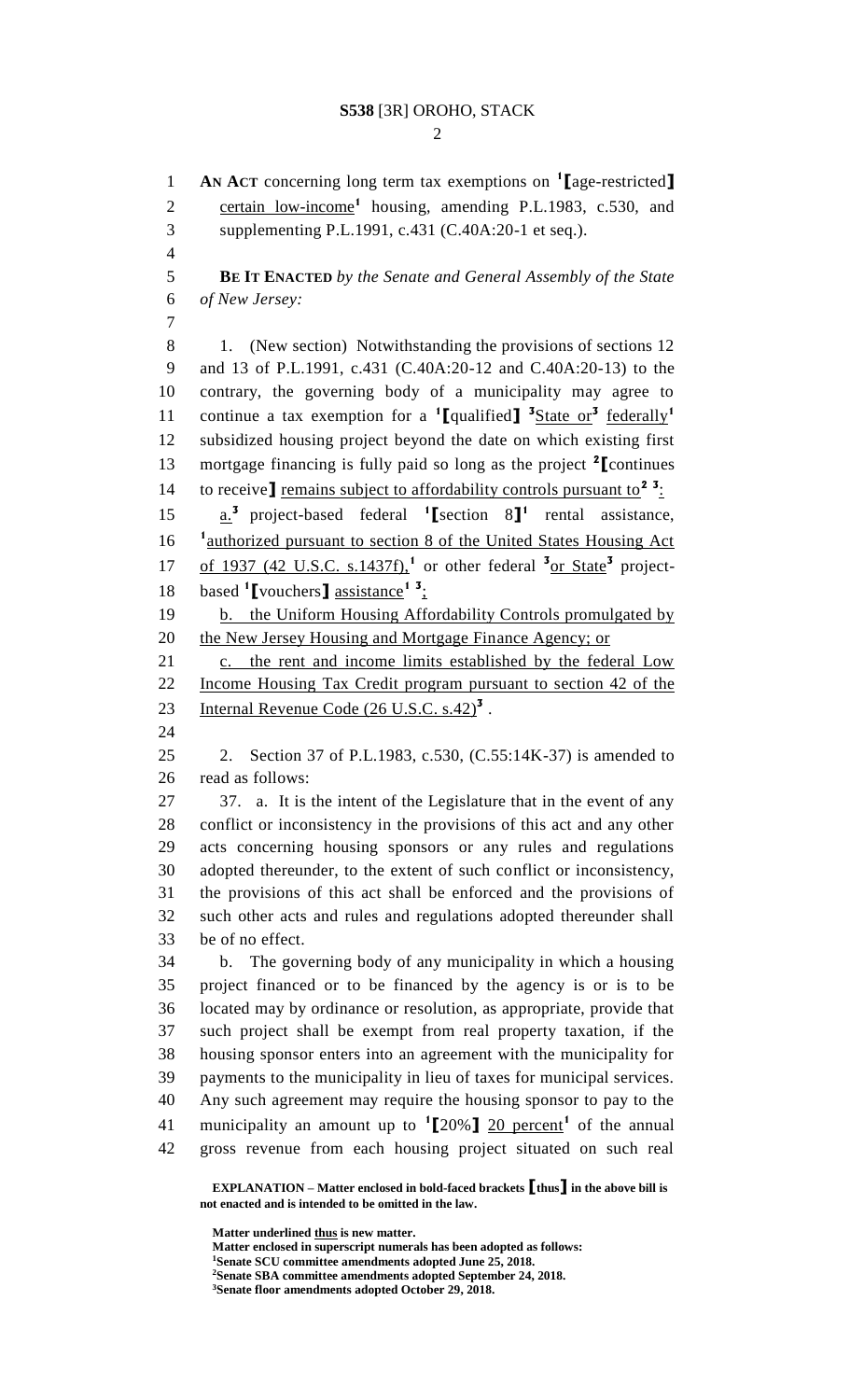**AN ACT** concerning long term tax exemptions on [1]⟦age-restricted⟧ <u>certain low-income</u>[1] housing, amending P.L.1983, c.530, and supplementing P.L.1991, c.431 (C.40A:20-1 et seq.).

**BE IT ENACTED** *by the Senate and General Assembly of the State of New Jersey:*

1. (New section) Notwithstanding the provisions of sections 12 and 13 of P.L.1991, c.431 (C.40A:20-12 and C.40A:20-13) to the contrary, the governing body of a municipality may agree to continue a tax exemption for a [1]⟦qualified⟧ [3]<u>State or</u>[3] <u>federally</u>[1] subsidized housing project beyond the date on which existing first mortgage financing is fully paid so long as the project [2]⟦continues to receive⟧ <u>remains subject to affordability controls pursuant to</u>[2] [3]<u>:</u>

<u>a.</u>[3] project-based federal [1]⟦section 8⟧[1] rental assistance, [1]<u>authorized pursuant to section 8 of the United States Housing Act of 1937 (42 U.S.C. s.1437f),</u>[1] or other federal [3]<u>or State</u>[3] project-based [1]⟦vouchers⟧ <u>assistance</u>[1] [3]<u>;</u>

<u>b. the Uniform Housing Affordability Controls promulgated by the New Jersey Housing and Mortgage Finance Agency; or</u>

<u>c. the rent and income limits established by the federal Low Income Housing Tax Credit program pursuant to section 42 of the Internal Revenue Code (26 U.S.C. s.42)</u>[3] .

2. Section 37 of P.L.1983, c.530, (C.55:14K-37) is amended to read as follows:

37. a. It is the intent of the Legislature that in the event of any conflict or inconsistency in the provisions of this act and any other acts concerning housing sponsors or any rules and regulations adopted thereunder, to the extent of such conflict or inconsistency, the provisions of this act shall be enforced and the provisions of such other acts and rules and regulations adopted thereunder shall be of no effect.

b. The governing body of any municipality in which a housing project financed or to be financed by the agency is or is to be located may by ordinance or resolution, as appropriate, provide that such project shall be exempt from real property taxation, if the housing sponsor enters into an agreement with the municipality for payments to the municipality in lieu of taxes for municipal services. Any such agreement may require the housing sponsor to pay to the municipality an amount up to [1]⟦20%⟧ <u>20 percent</u>[1] of the annual gross revenue from each housing project situated on such real

**EXPLANATION – Matter enclosed in bold-faced brackets ⟦thus⟧ in the above bill is not enacted and is intended to be omitted in the law.**

**Matter underlined <u>thus</u> is new matter.**
**Matter enclosed in superscript numerals has been adopted as follows:**
[1]**Senate SCU committee amendments adopted June 25, 2018.**
[2]**Senate SBA committee amendments adopted September 24, 2018.**
[3]**Senate floor amendments adopted October 29, 2018.**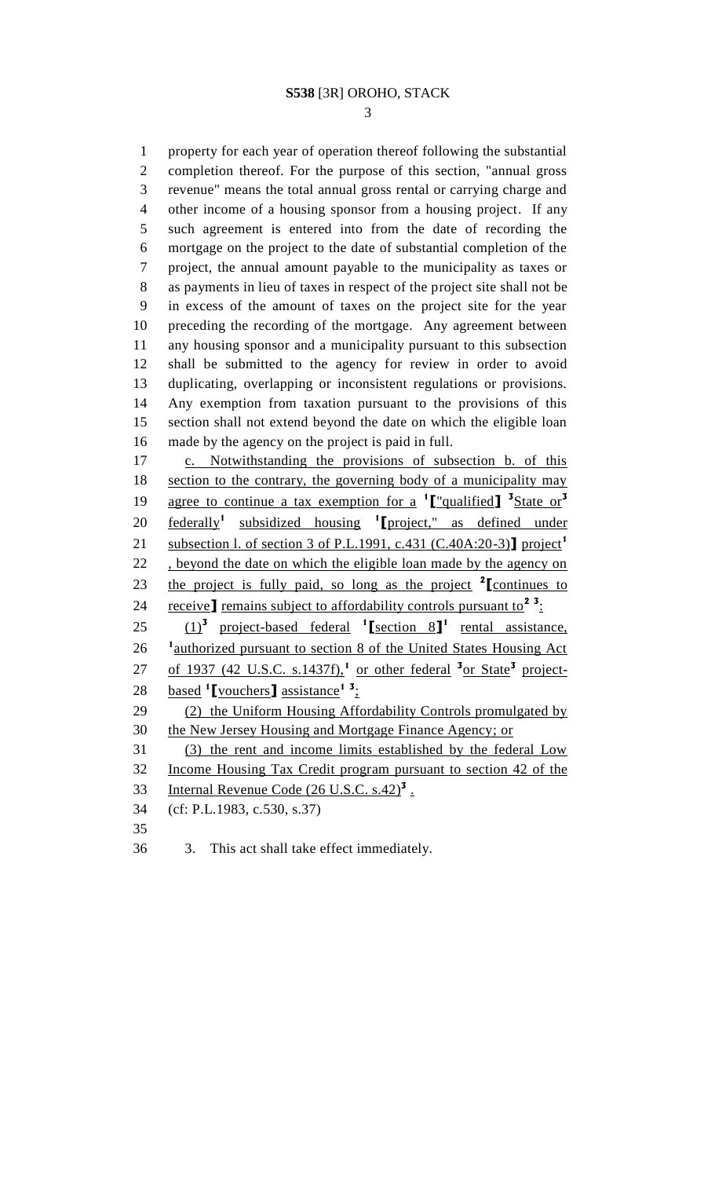property for each year of operation thereof following the substantial completion thereof. For the purpose of this section, "annual gross revenue" means the total annual gross rental or carrying charge and other income of a housing sponsor from a housing project. If any such agreement is entered into from the date of recording the mortgage on the project to the date of substantial completion of the project, the annual amount payable to the municipality as taxes or as payments in lieu of taxes in respect of the project site shall not be in excess of the amount of taxes on the project site for the year preceding the recording of the mortgage. Any agreement between any housing sponsor and a municipality pursuant to this subsection shall be submitted to the agency for review in order to avoid duplicating, overlapping or inconsistent regulations or provisions. Any exemption from taxation pursuant to the provisions of this section shall not extend beyond the date on which the eligible loan made by the agency on the project is paid in full.

c. Notwithstanding the provisions of subsection b. of this section to the contrary, the governing body of a municipality may agree to continue a tax exemption for a [1]["qualified] [3]State or[3] federally[1] subsidized housing [1][project," as defined under subsection l. of section 3 of P.L.1991, c.431 (C.40A:20-3)] project[1], beyond the date on which the eligible loan made by the agency on the project is fully paid, so long as the project [2][continues to receive] remains subject to affordability controls pursuant to[2 3]:

(1)[3] project-based federal [1][section 8][1] rental assistance, [1]authorized pursuant to section 8 of the United States Housing Act of 1937 (42 U.S.C. s.1437f),[1] or other federal [3]or State[3] project-based [1][vouchers] assistance[1 3];

(2) the Uniform Housing Affordability Controls promulgated by the New Jersey Housing and Mortgage Finance Agency; or

(3) the rent and income limits established by the federal Low Income Housing Tax Credit program pursuant to section 42 of the Internal Revenue Code (26 U.S.C. s.42)[3].

(cf: P.L.1983, c.530, s.37)

3. This act shall take effect immediately.